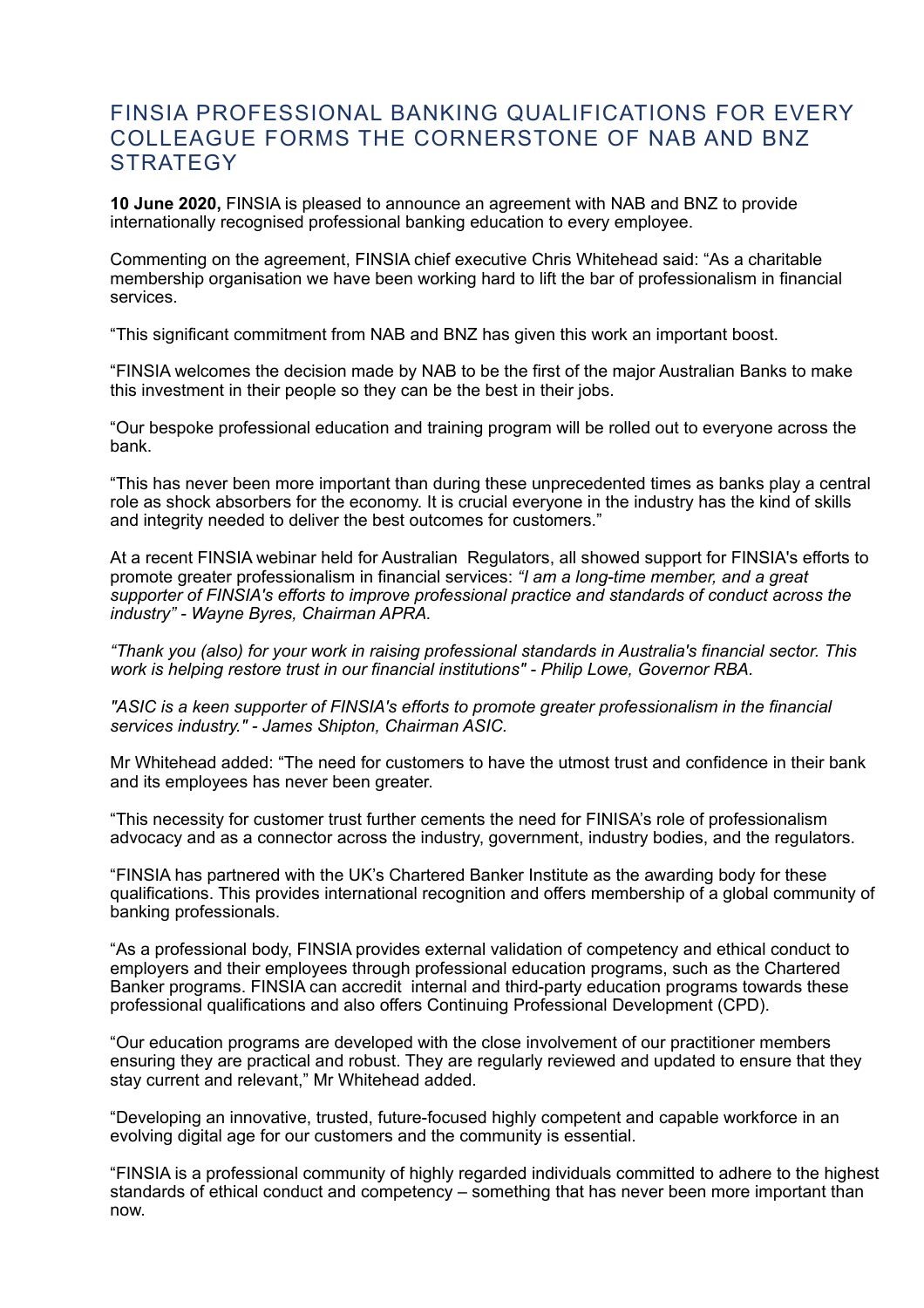# FINSIA PROFESSIONAL BANKING QUALIFICATIONS FOR EVERY COLLEAGUE FORMS THE CORNERSTONE OF NAB AND BNZ STRATEGY

**10 June 2020,** FINSIA is pleased to announce an agreement with NAB and BNZ to provide internationally recognised professional banking education to every employee.

Commenting on the agreement, FINSIA chief executive Chris Whitehead said: "As a charitable membership organisation we have been working hard to lift the bar of professionalism in financial services.

"This significant commitment from NAB and BNZ has given this work an important boost.

"FINSIA welcomes the decision made by NAB to be the first of the major Australian Banks to make this investment in their people so they can be the best in their jobs.

"Our bespoke professional education and training program will be rolled out to everyone across the bank.

"This has never been more important than during these unprecedented times as banks play a central role as shock absorbers for the economy. It is crucial everyone in the industry has the kind of skills and integrity needed to deliver the best outcomes for customers."

At a recent FINSIA webinar held for Australian Regulators, all showed support for FINSIA's efforts to promote greater professionalism in financial services: *"I am a long-time member, and a great supporter of FINSIA's efforts to improve professional practice and standards of conduct across the industry" - Wayne Byres, Chairman APRA.*

*"Thank you (also) for your work in raising professional standards in Australia's financial sector. This work is helping restore trust in our financial institutions" - Philip Lowe, Governor RBA.*

*"ASIC is a keen supporter of FINSIA's efforts to promote greater professionalism in the financial services industry." - James Shipton, Chairman ASIC.*

Mr Whitehead added: "The need for customers to have the utmost trust and confidence in their bank and its employees has never been greater.

"This necessity for customer trust further cements the need for FINISA's role of professionalism advocacy and as a connector across the industry, government, industry bodies, and the regulators.

"FINSIA has partnered with the UK's Chartered Banker Institute as the awarding body for these qualifications. This provides international recognition and offers membership of a global community of banking professionals.

"As a professional body, FINSIA provides external validation of competency and ethical conduct to employers and their employees through professional education programs, such as the Chartered Banker programs. FINSIA can accredit internal and third-party education programs towards these professional qualifications and also offers Continuing Professional Development (CPD).

"Our education programs are developed with the close involvement of our practitioner members ensuring they are practical and robust. They are regularly reviewed and updated to ensure that they stay current and relevant," Mr Whitehead added.

"Developing an innovative, trusted, future-focused highly competent and capable workforce in an evolving digital age for our customers and the community is essential.

"FINSIA is a professional community of highly regarded individuals committed to adhere to the highest standards of ethical conduct and competency – something that has never been more important than now.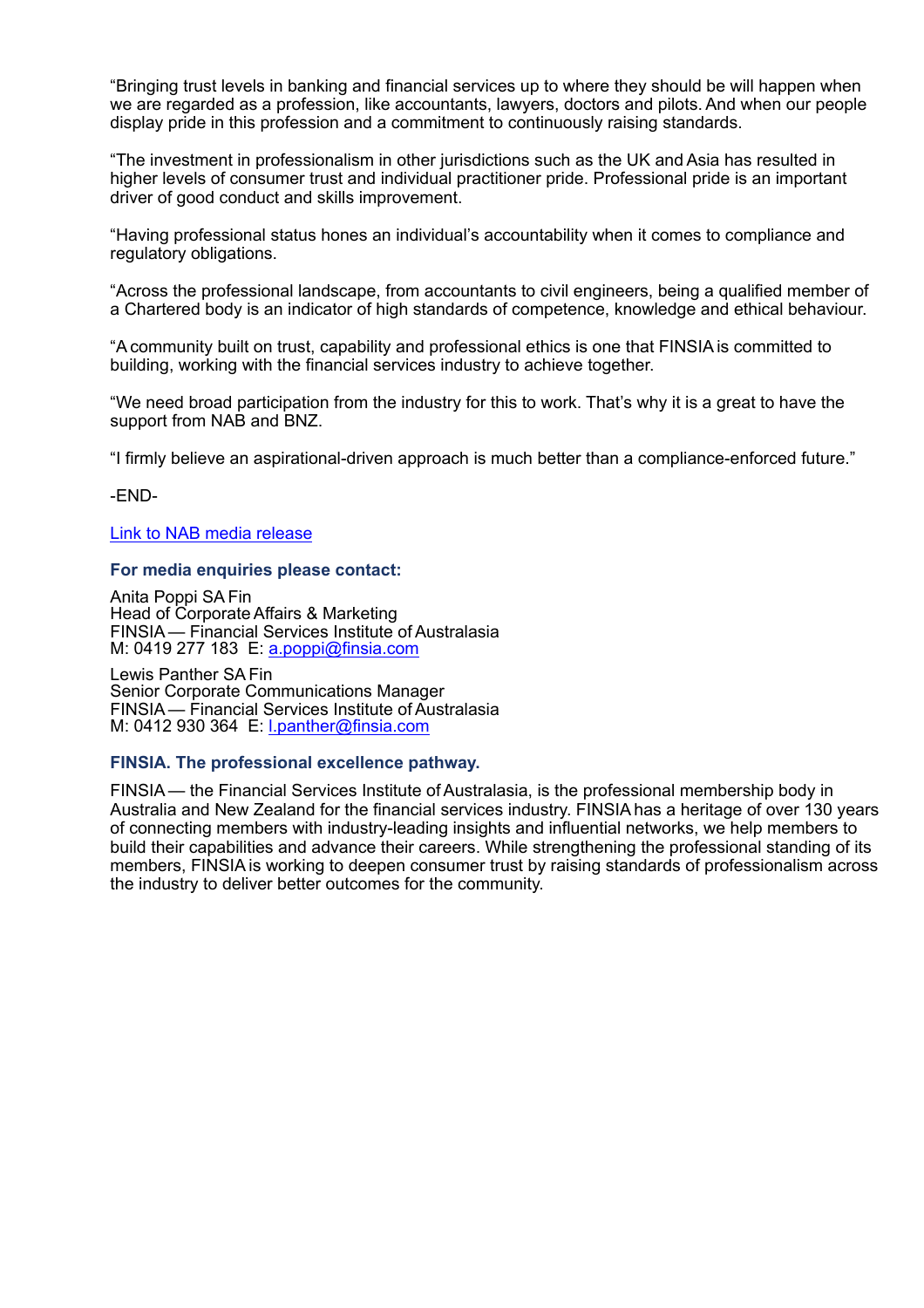"Bringing trust levels in banking and financial services up to where they should be will happen when we are regarded as a profession, like accountants, lawyers, doctors and pilots. And when our people display pride in this profession and a commitment to continuously raising standards.

"The investment in professionalism in other jurisdictions such as the UK and Asia has resulted in higher levels of consumer trust and individual practitioner pride. Professional pride is an important driver of good conduct and skills improvement.

"Having professional status hones an individual's accountability when it comes to compliance and regulatory obligations.

"Across the professional landscape, from accountants to civil engineers, being a qualified member of a Chartered body is an indicator of high standards of competence, knowledge and ethical behaviour.

"A community built on trust, capability and professional ethics is one that FINSIA is committed to building, working with the financial services industry to achieve together.

"We need broad participation from the industry for this to work. That's why it is a great to have the support from NAB and BNZ.

"I firmly believe an aspirational-driven approach is much better than a compliance-enforced future."

-END-

[Link to NAB media release]

**For media enquiries please contact:**

Anita Poppi SA Fin
Head of Corporate Affairs & Marketing
FINSIA — Financial Services Institute of Australasia
M: 0419 277 183 E: a.poppi@finsia.com

Lewis Panther SA Fin
Senior Corporate Communications Manager
FINSIA — Financial Services Institute of Australasia
M: 0412 930 364 E: l.panther@finsia.com

**FINSIA. The professional excellence pathway.**

FINSIA — the Financial Services Institute of Australasia, is the professional membership body in Australia and New Zealand for the financial services industry. FINSIA has a heritage of over 130 years of connecting members with industry-leading insights and influential networks, we help members to build their capabilities and advance their careers. While strengthening the professional standing of its members, FINSIA is working to deepen consumer trust by raising standards of professionalism across the industry to deliver better outcomes for the community.